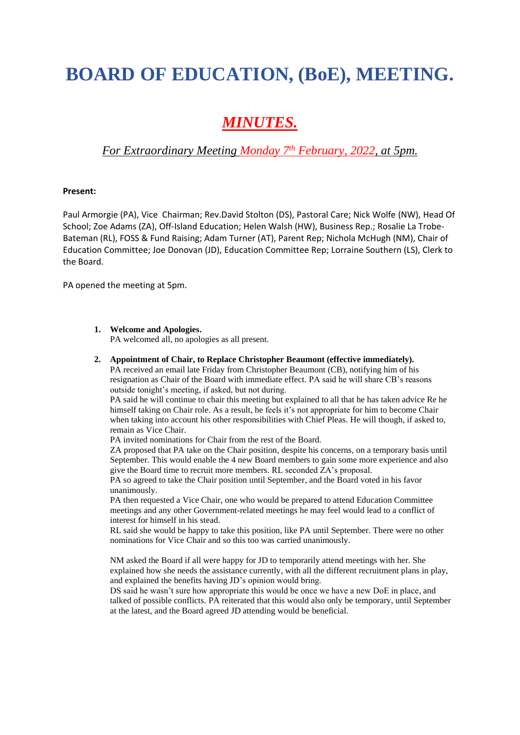# BOARD OF EDUCATION, (BoE), MEETING.

## *MINUTES.*

### *For Extraordinary Meeting Monday 7th February, 2022, at 5pm.*

**Present:**

Paul Armorgie (PA), Vice Chairman; Rev.David Stolton (DS), Pastoral Care; Nick Wolfe (NW), Head Of School; Zoe Adams (ZA), Off-Island Education; Helen Walsh (HW), Business Rep.; Rosalie La Trobe-Bateman (RL), FOSS & Fund Raising; Adam Turner (AT), Parent Rep; Nichola McHugh (NM), Chair of Education Committee; Joe Donovan (JD), Education Committee Rep; Lorraine Southern (LS), Clerk to the Board.

PA opened the meeting at 5pm.

1. **Welcome and Apologies.**
   PA welcomed all, no apologies as all present.

2. **Appointment of Chair, to Replace Christopher Beaumont (effective immediately).**
   PA received an email late Friday from Christopher Beaumont (CB), notifying him of his resignation as Chair of the Board with immediate effect. PA said he will share CB's reasons outside tonight's meeting, if asked, but not during.
   PA said he will continue to chair this meeting but explained to all that he has taken advice Re he himself taking on Chair role. As a result, he feels it's not appropriate for him to become Chair when taking into account his other responsibilities with Chief Pleas. He will though, if asked to, remain as Vice Chair.
   PA invited nominations for Chair from the rest of the Board.
   ZA proposed that PA take on the Chair position, despite his concerns, on a temporary basis until September. This would enable the 4 new Board members to gain some more experience and also give the Board time to recruit more members. RL seconded ZA's proposal.
   PA so agreed to take the Chair position until September, and the Board voted in his favor unanimously.
   PA then requested a Vice Chair, one who would be prepared to attend Education Committee meetings and any other Government-related meetings he may feel would lead to a conflict of interest for himself in his stead.
   RL said she would be happy to take this position, like PA until September. There were no other nominations for Vice Chair and so this too was carried unanimously.

   NM asked the Board if all were happy for JD to temporarily attend meetings with her. She explained how she needs the assistance currently, with all the different recruitment plans in play, and explained the benefits having JD's opinion would bring.
   DS said he wasn't sure how appropriate this would be once we have a new DoE in place, and talked of possible conflicts. PA reiterated that this would also only be temporary, until September at the latest, and the Board agreed JD attending would be beneficial.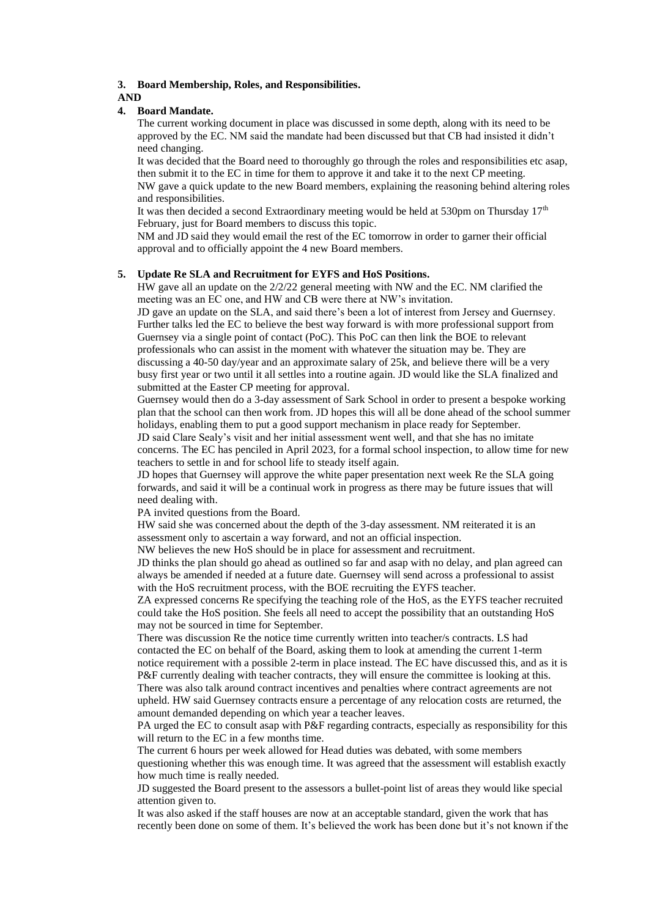**3. Board Membership, Roles, and Responsibilities.**

**AND**

**4. Board Mandate.**

The current working document in place was discussed in some depth, along with its need to be approved by the EC. NM said the mandate had been discussed but that CB had insisted it didn't need changing.

It was decided that the Board need to thoroughly go through the roles and responsibilities etc asap, then submit it to the EC in time for them to approve it and take it to the next CP meeting.

NW gave a quick update to the new Board members, explaining the reasoning behind altering roles and responsibilities.

It was then decided a second Extraordinary meeting would be held at 530pm on Thursday 17th February, just for Board members to discuss this topic.

NM and JD said they would email the rest of the EC tomorrow in order to garner their official approval and to officially appoint the 4 new Board members.

**5. Update Re SLA and Recruitment for EYFS and HoS Positions.**

HW gave all an update on the 2/2/22 general meeting with NW and the EC. NM clarified the meeting was an EC one, and HW and CB were there at NW's invitation.

JD gave an update on the SLA, and said there's been a lot of interest from Jersey and Guernsey. Further talks led the EC to believe the best way forward is with more professional support from Guernsey via a single point of contact (PoC). This PoC can then link the BOE to relevant professionals who can assist in the moment with whatever the situation may be. They are discussing a 40-50 day/year and an approximate salary of 25k, and believe there will be a very busy first year or two until it all settles into a routine again. JD would like the SLA finalized and submitted at the Easter CP meeting for approval.

Guernsey would then do a 3-day assessment of Sark School in order to present a bespoke working plan that the school can then work from. JD hopes this will all be done ahead of the school summer holidays, enabling them to put a good support mechanism in place ready for September.

JD said Clare Sealy's visit and her initial assessment went well, and that she has no imitate concerns. The EC has penciled in April 2023, for a formal school inspection, to allow time for new teachers to settle in and for school life to steady itself again.

JD hopes that Guernsey will approve the white paper presentation next week Re the SLA going forwards, and said it will be a continual work in progress as there may be future issues that will need dealing with.

PA invited questions from the Board.

HW said she was concerned about the depth of the 3-day assessment. NM reiterated it is an assessment only to ascertain a way forward, and not an official inspection.

NW believes the new HoS should be in place for assessment and recruitment.

JD thinks the plan should go ahead as outlined so far and asap with no delay, and plan agreed can always be amended if needed at a future date. Guernsey will send across a professional to assist with the HoS recruitment process, with the BOE recruiting the EYFS teacher.

ZA expressed concerns Re specifying the teaching role of the HoS, as the EYFS teacher recruited could take the HoS position. She feels all need to accept the possibility that an outstanding HoS may not be sourced in time for September.

There was discussion Re the notice time currently written into teacher/s contracts. LS had contacted the EC on behalf of the Board, asking them to look at amending the current 1-term notice requirement with a possible 2-term in place instead. The EC have discussed this, and as it is P&F currently dealing with teacher contracts, they will ensure the committee is looking at this.

There was also talk around contract incentives and penalties where contract agreements are not upheld. HW said Guernsey contracts ensure a percentage of any relocation costs are returned, the amount demanded depending on which year a teacher leaves.

PA urged the EC to consult asap with P&F regarding contracts, especially as responsibility for this will return to the EC in a few months time.

The current 6 hours per week allowed for Head duties was debated, with some members questioning whether this was enough time. It was agreed that the assessment will establish exactly how much time is really needed.

JD suggested the Board present to the assessors a bullet-point list of areas they would like special attention given to.

It was also asked if the staff houses are now at an acceptable standard, given the work that has recently been done on some of them. It's believed the work has been done but it's not known if the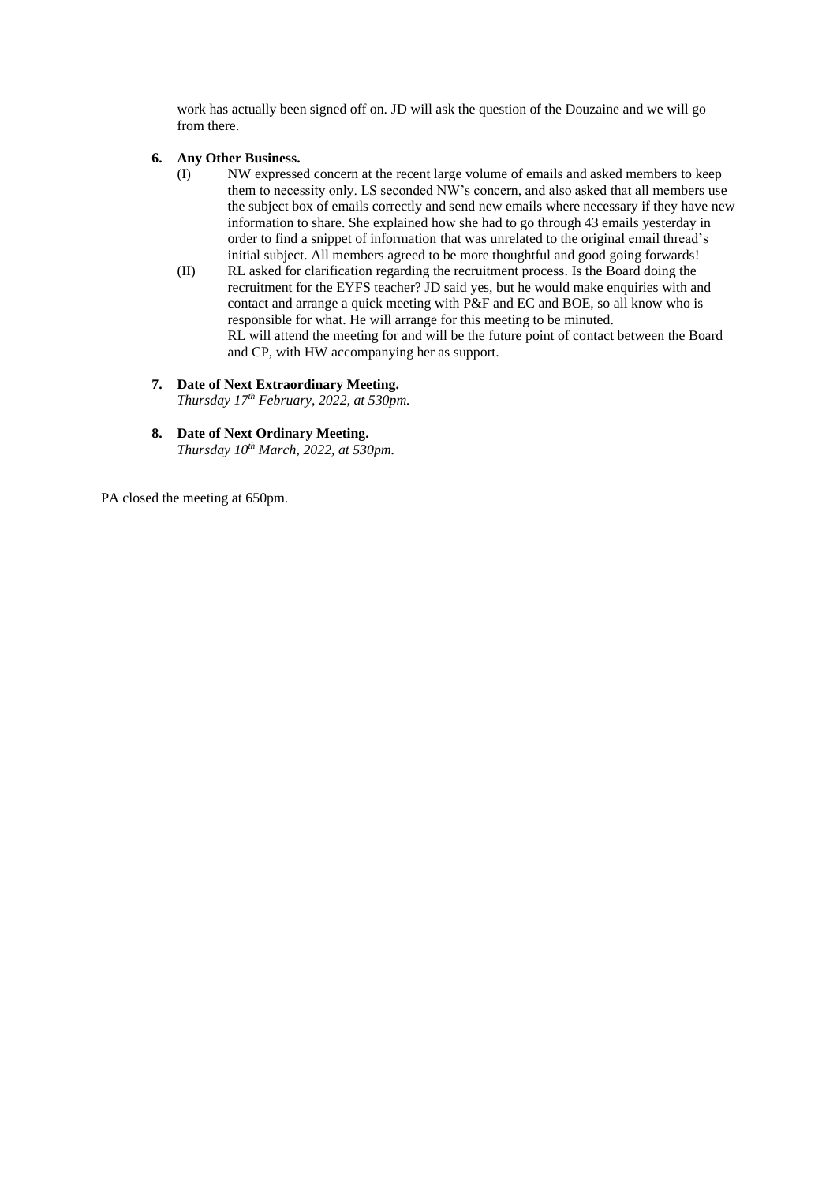work has actually been signed off on. JD will ask the question of the Douzaine and we will go from there.

6. **Any Other Business.**
   (I) NW expressed concern at the recent large volume of emails and asked members to keep them to necessity only. LS seconded NW's concern, and also asked that all members use the subject box of emails correctly and send new emails where necessary if they have new information to share. She explained how she had to go through 43 emails yesterday in order to find a snippet of information that was unrelated to the original email thread's initial subject. All members agreed to be more thoughtful and good going forwards!
   (II) RL asked for clarification regarding the recruitment process. Is the Board doing the recruitment for the EYFS teacher? JD said yes, but he would make enquiries with and contact and arrange a quick meeting with P&F and EC and BOE, so all know who is responsible for what. He will arrange for this meeting to be minuted.
   RL will attend the meeting for and will be the future point of contact between the Board and CP, with HW accompanying her as support.

7. **Date of Next Extraordinary Meeting.**
   *Thursday 17th February, 2022, at 530pm.*

8. **Date of Next Ordinary Meeting.**
   *Thursday 10th March, 2022, at 530pm.*

PA closed the meeting at 650pm.